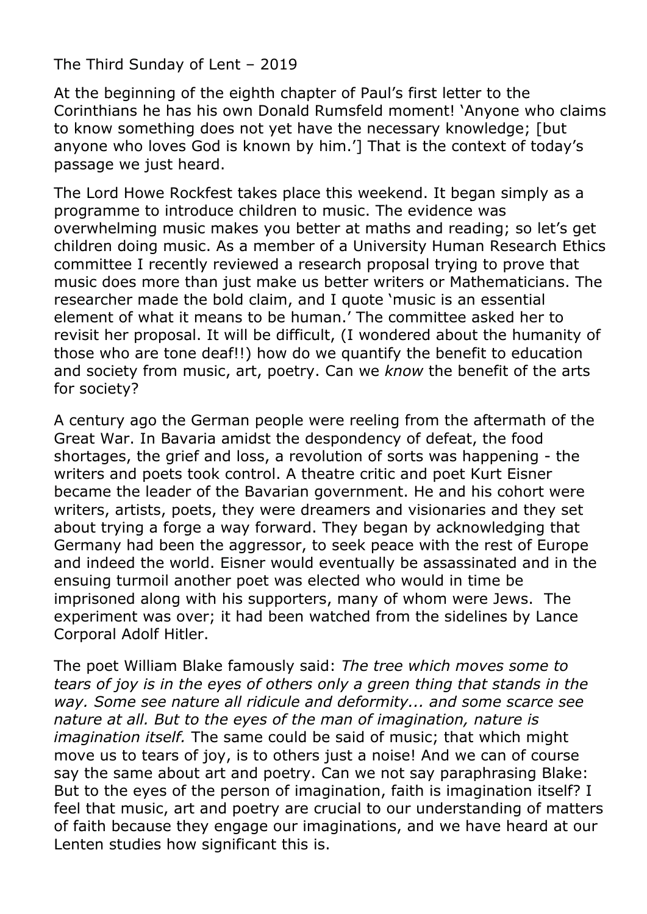The Third Sunday of Lent – 2019

At the beginning of the eighth chapter of Paul's first letter to the Corinthians he has his own Donald Rumsfeld moment! 'Anyone who claims to know something does not yet have the necessary knowledge; [but anyone who loves God is known by him.'] That is the context of today's passage we just heard.

The Lord Howe Rockfest takes place this weekend. It began simply as a programme to introduce children to music. The evidence was overwhelming music makes you better at maths and reading; so let's get children doing music. As a member of a University Human Research Ethics committee I recently reviewed a research proposal trying to prove that music does more than just make us better writers or Mathematicians. The researcher made the bold claim, and I quote 'music is an essential element of what it means to be human.' The committee asked her to revisit her proposal. It will be difficult, (I wondered about the humanity of those who are tone deaf!!) how do we quantify the benefit to education and society from music, art, poetry. Can we *know* the benefit of the arts for society?

A century ago the German people were reeling from the aftermath of the Great War. In Bavaria amidst the despondency of defeat, the food shortages, the grief and loss, a revolution of sorts was happening - the writers and poets took control. A theatre critic and poet Kurt Eisner became the leader of the Bavarian government. He and his cohort were writers, artists, poets, they were dreamers and visionaries and they set about trying a forge a way forward. They began by acknowledging that Germany had been the aggressor, to seek peace with the rest of Europe and indeed the world. Eisner would eventually be assassinated and in the ensuing turmoil another poet was elected who would in time be imprisoned along with his supporters, many of whom were Jews. The experiment was over; it had been watched from the sidelines by Lance Corporal Adolf Hitler.

The poet William Blake famously said: *The tree which moves some to tears of joy is in the eyes of others only a green thing that stands in the way. Some see nature all ridicule and deformity... and some scarce see nature at all. But to the eyes of the man of imagination, nature is imagination itself.* The same could be said of music; that which might move us to tears of joy, is to others just a noise! And we can of course say the same about art and poetry. Can we not say paraphrasing Blake: But to the eyes of the person of imagination, faith is imagination itself? I feel that music, art and poetry are crucial to our understanding of matters of faith because they engage our imaginations, and we have heard at our Lenten studies how significant this is.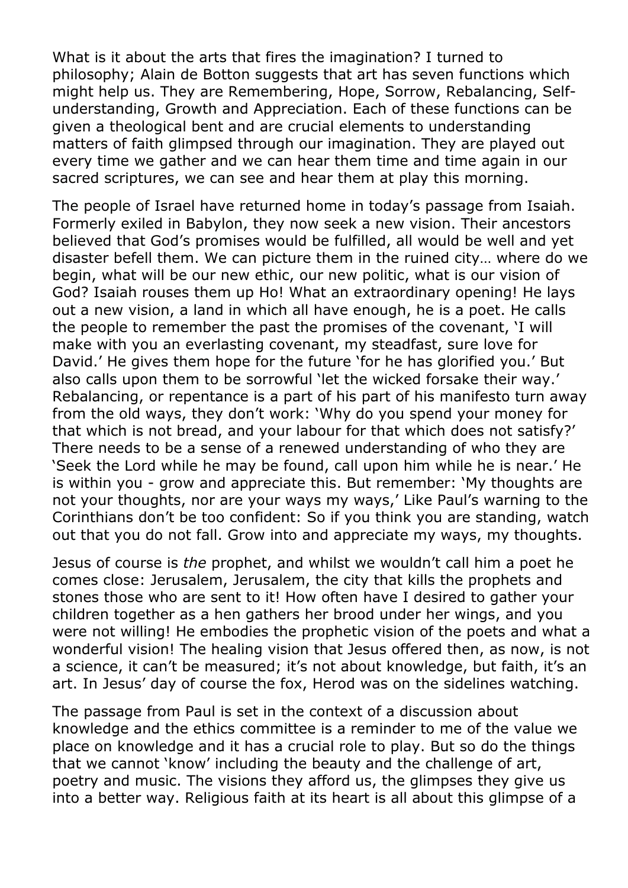What is it about the arts that fires the imagination? I turned to philosophy; Alain de Botton suggests that art has seven functions which might help us. They are Remembering, Hope, Sorrow, Rebalancing, Self-understanding, Growth and Appreciation. Each of these functions can be given a theological bent and are crucial elements to understanding matters of faith glimpsed through our imagination. They are played out every time we gather and we can hear them time and time again in our sacred scriptures, we can see and hear them at play this morning.

The people of Israel have returned home in today's passage from Isaiah. Formerly exiled in Babylon, they now seek a new vision. Their ancestors believed that God's promises would be fulfilled, all would be well and yet disaster befell them. We can picture them in the ruined city… where do we begin, what will be our new ethic, our new politic, what is our vision of God? Isaiah rouses them up Ho! What an extraordinary opening! He lays out a new vision, a land in which all have enough, he is a poet. He calls the people to remember the past the promises of the covenant, 'I will make with you an everlasting covenant, my steadfast, sure love for David.' He gives them hope for the future 'for he has glorified you.' But also calls upon them to be sorrowful 'let the wicked forsake their way.' Rebalancing, or repentance is a part of his part of his manifesto turn away from the old ways, they don't work: 'Why do you spend your money for that which is not bread, and your labour for that which does not satisfy?' There needs to be a sense of a renewed understanding of who they are 'Seek the Lord while he may be found, call upon him while he is near.' He is within you - grow and appreciate this. But remember: 'My thoughts are not your thoughts, nor are your ways my ways,' Like Paul's warning to the Corinthians don't be too confident: So if you think you are standing, watch out that you do not fall. Grow into and appreciate my ways, my thoughts.

Jesus of course is *the* prophet, and whilst we wouldn't call him a poet he comes close: Jerusalem, Jerusalem, the city that kills the prophets and stones those who are sent to it! How often have I desired to gather your children together as a hen gathers her brood under her wings, and you were not willing! He embodies the prophetic vision of the poets and what a wonderful vision! The healing vision that Jesus offered then, as now, is not a science, it can't be measured; it's not about knowledge, but faith, it's an art. In Jesus' day of course the fox, Herod was on the sidelines watching.

The passage from Paul is set in the context of a discussion about knowledge and the ethics committee is a reminder to me of the value we place on knowledge and it has a crucial role to play. But so do the things that we cannot 'know' including the beauty and the challenge of art, poetry and music. The visions they afford us, the glimpses they give us into a better way. Religious faith at its heart is all about this glimpse of a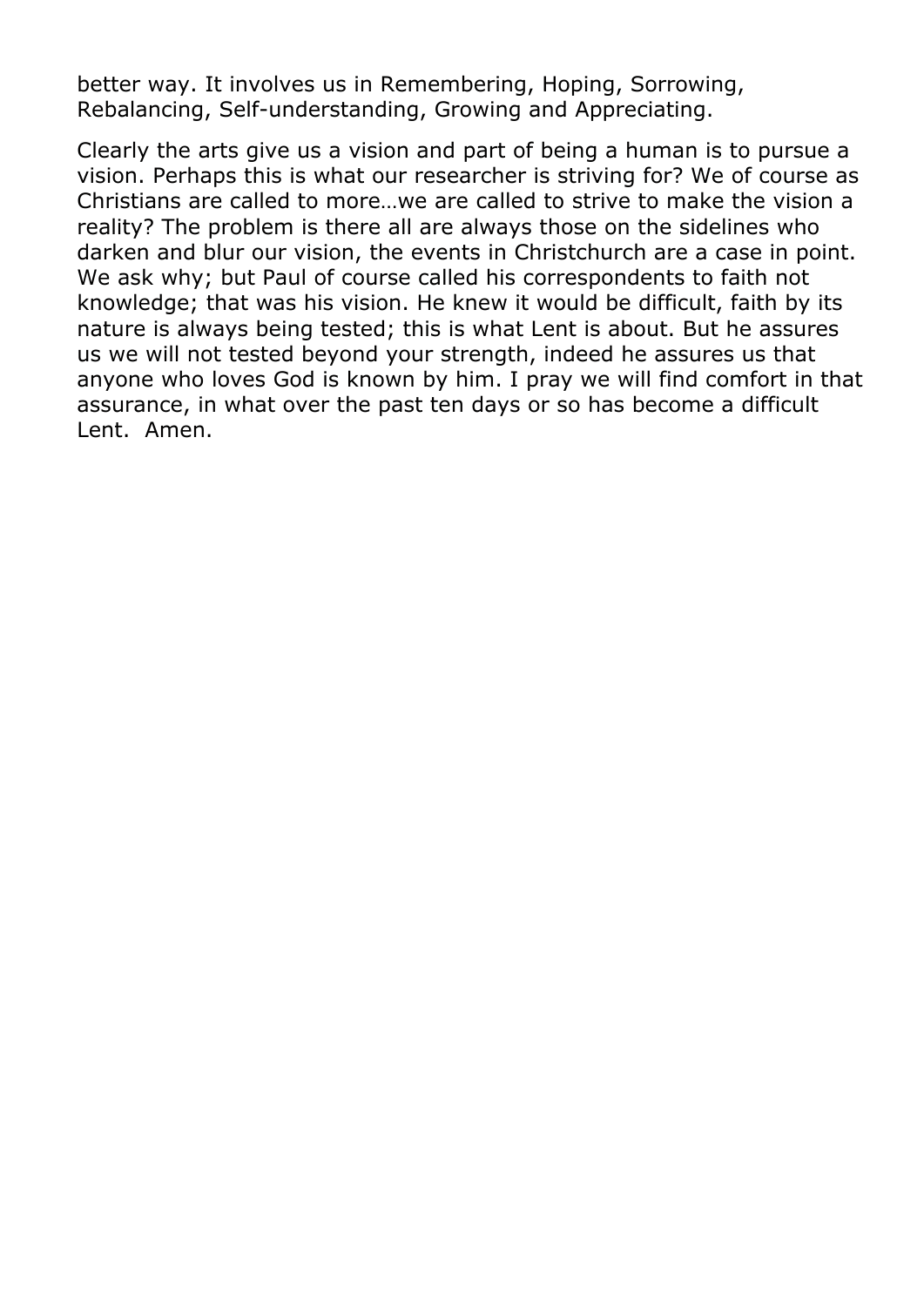better way. It involves us in Remembering, Hoping, Sorrowing, Rebalancing, Self-understanding, Growing and Appreciating.

Clearly the arts give us a vision and part of being a human is to pursue a vision. Perhaps this is what our researcher is striving for? We of course as Christians are called to more…we are called to strive to make the vision a reality? The problem is there all are always those on the sidelines who darken and blur our vision, the events in Christchurch are a case in point. We ask why; but Paul of course called his correspondents to faith not knowledge; that was his vision. He knew it would be difficult, faith by its nature is always being tested; this is what Lent is about. But he assures us we will not tested beyond your strength, indeed he assures us that anyone who loves God is known by him. I pray we will find comfort in that assurance, in what over the past ten days or so has become a difficult Lent. Amen.